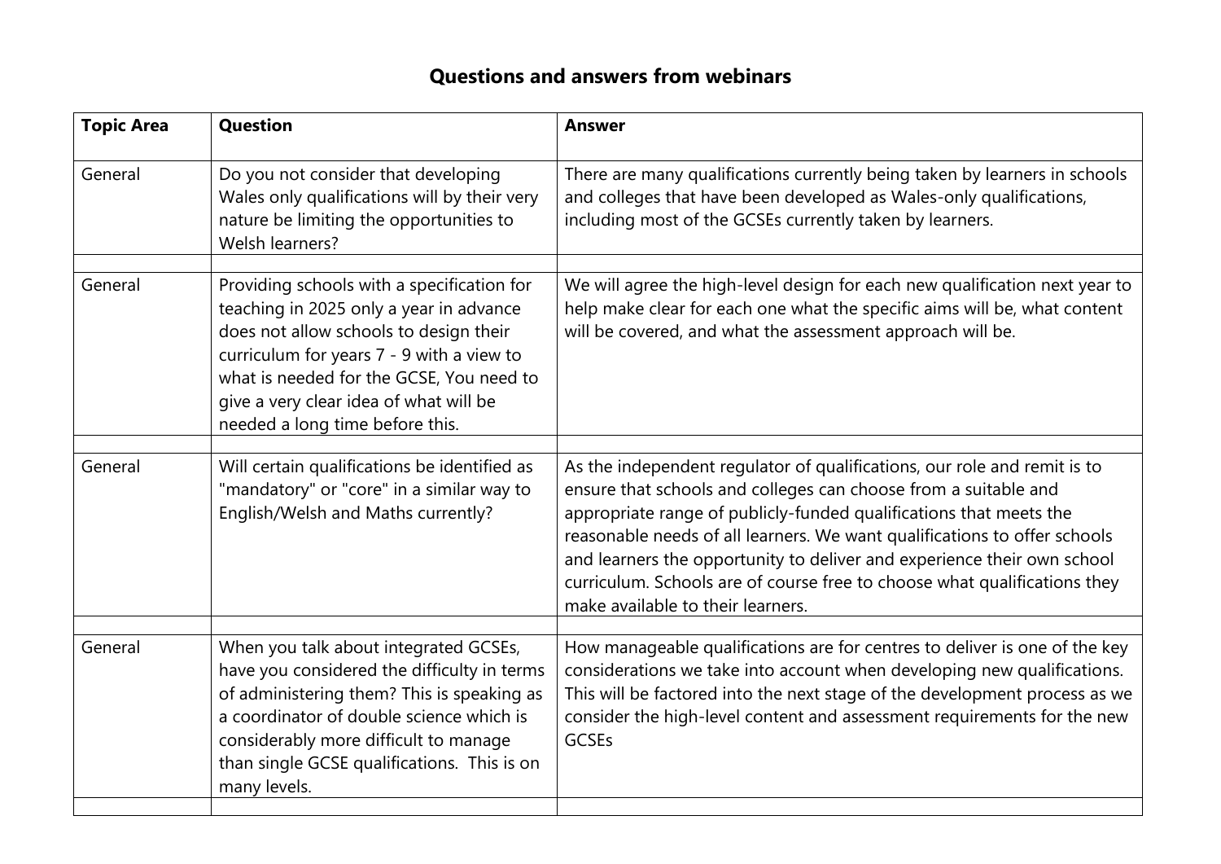# Questions and answers from webinars

| Topic Area | Question | Answer |
|---|---|---|
| General | Do you not consider that developing Wales only qualifications will by their very nature be limiting the opportunities to Welsh learners? | There are many qualifications currently being taken by learners in schools and colleges that have been developed as Wales-only qualifications, including most of the GCSEs currently taken by learners. |
| | | |
| General | Providing schools with a specification for teaching in 2025 only a year in advance does not allow schools to design their curriculum for years 7 - 9 with a view to what is needed for the GCSE, You need to give a very clear idea of what will be needed a long time before this. | We will agree the high-level design for each new qualification next year to help make clear for each one what the specific aims will be, what content will be covered, and what the assessment approach will be. |
| | | |
| General | Will certain qualifications be identified as "mandatory" or "core" in a similar way to English/Welsh and Maths currently? | As the independent regulator of qualifications, our role and remit is to ensure that schools and colleges can choose from a suitable and appropriate range of publicly-funded qualifications that meets the reasonable needs of all learners. We want qualifications to offer schools and learners the opportunity to deliver and experience their own school curriculum. Schools are of course free to choose what qualifications they make available to their learners. |
| | | |
| General | When you talk about integrated GCSEs, have you considered the difficulty in terms of administering them? This is speaking as a coordinator of double science which is considerably more difficult to manage than single GCSE qualifications. This is on many levels. | How manageable qualifications are for centres to deliver is one of the key considerations we take into account when developing new qualifications. This will be factored into the next stage of the development process as we consider the high-level content and assessment requirements for the new GCSEs |
| | | |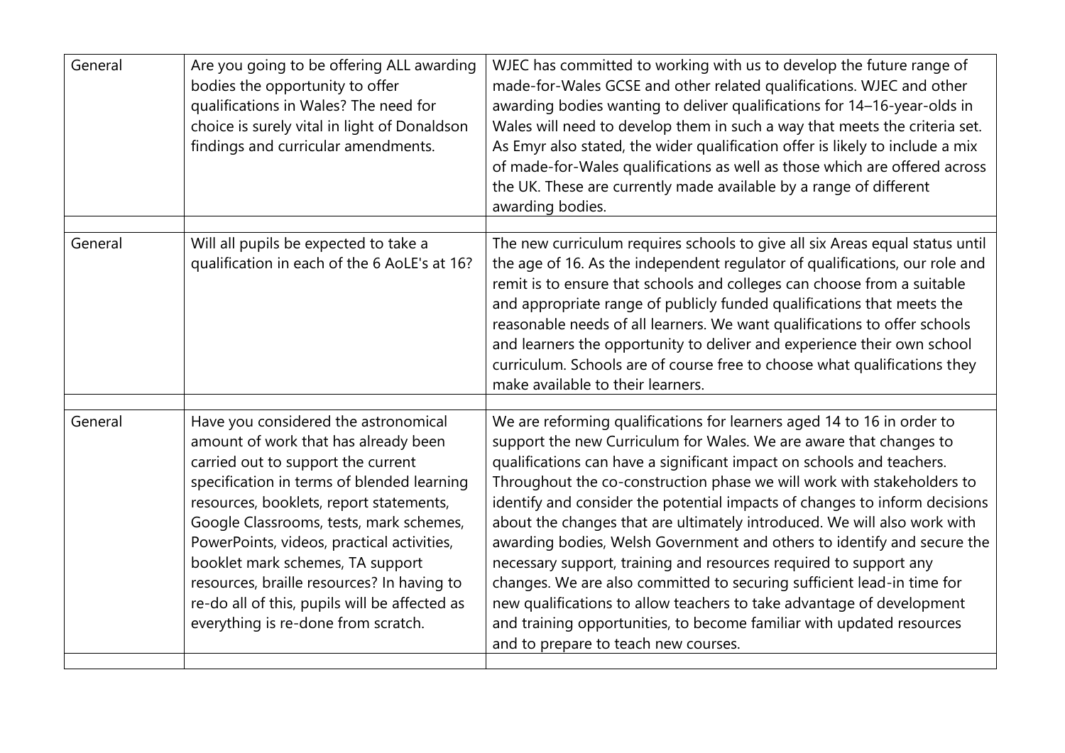| | | |
|---|---|---|
| General | Are you going to be offering ALL awarding bodies the opportunity to offer qualifications in Wales? The need for choice is surely vital in light of Donaldson findings and curricular amendments. | WJEC has committed to working with us to develop the future range of made-for-Wales GCSE and other related qualifications. WJEC and other awarding bodies wanting to deliver qualifications for 14–16-year-olds in Wales will need to develop them in such a way that meets the criteria set. As Emyr also stated, the wider qualification offer is likely to include a mix of made-for-Wales qualifications as well as those which are offered across the UK. These are currently made available by a range of different awarding bodies. |
| | | |
| General | Will all pupils be expected to take a qualification in each of the 6 AoLE's at 16? | The new curriculum requires schools to give all six Areas equal status until the age of 16. As the independent regulator of qualifications, our role and remit is to ensure that schools and colleges can choose from a suitable and appropriate range of publicly funded qualifications that meets the reasonable needs of all learners. We want qualifications to offer schools and learners the opportunity to deliver and experience their own school curriculum. Schools are of course free to choose what qualifications they make available to their learners. |
| | | |
| General | Have you considered the astronomical amount of work that has already been carried out to support the current specification in terms of blended learning resources, booklets, report statements, Google Classrooms, tests, mark schemes, PowerPoints, videos, practical activities, booklet mark schemes, TA support resources, braille resources? In having to re-do all of this, pupils will be affected as everything is re-done from scratch. | We are reforming qualifications for learners aged 14 to 16 in order to support the new Curriculum for Wales. We are aware that changes to qualifications can have a significant impact on schools and teachers. Throughout the co-construction phase we will work with stakeholders to identify and consider the potential impacts of changes to inform decisions about the changes that are ultimately introduced. We will also work with awarding bodies, Welsh Government and others to identify and secure the necessary support, training and resources required to support any changes. We are also committed to securing sufficient lead-in time for new qualifications to allow teachers to take advantage of development and training opportunities, to become familiar with updated resources and to prepare to teach new courses. |
| | | |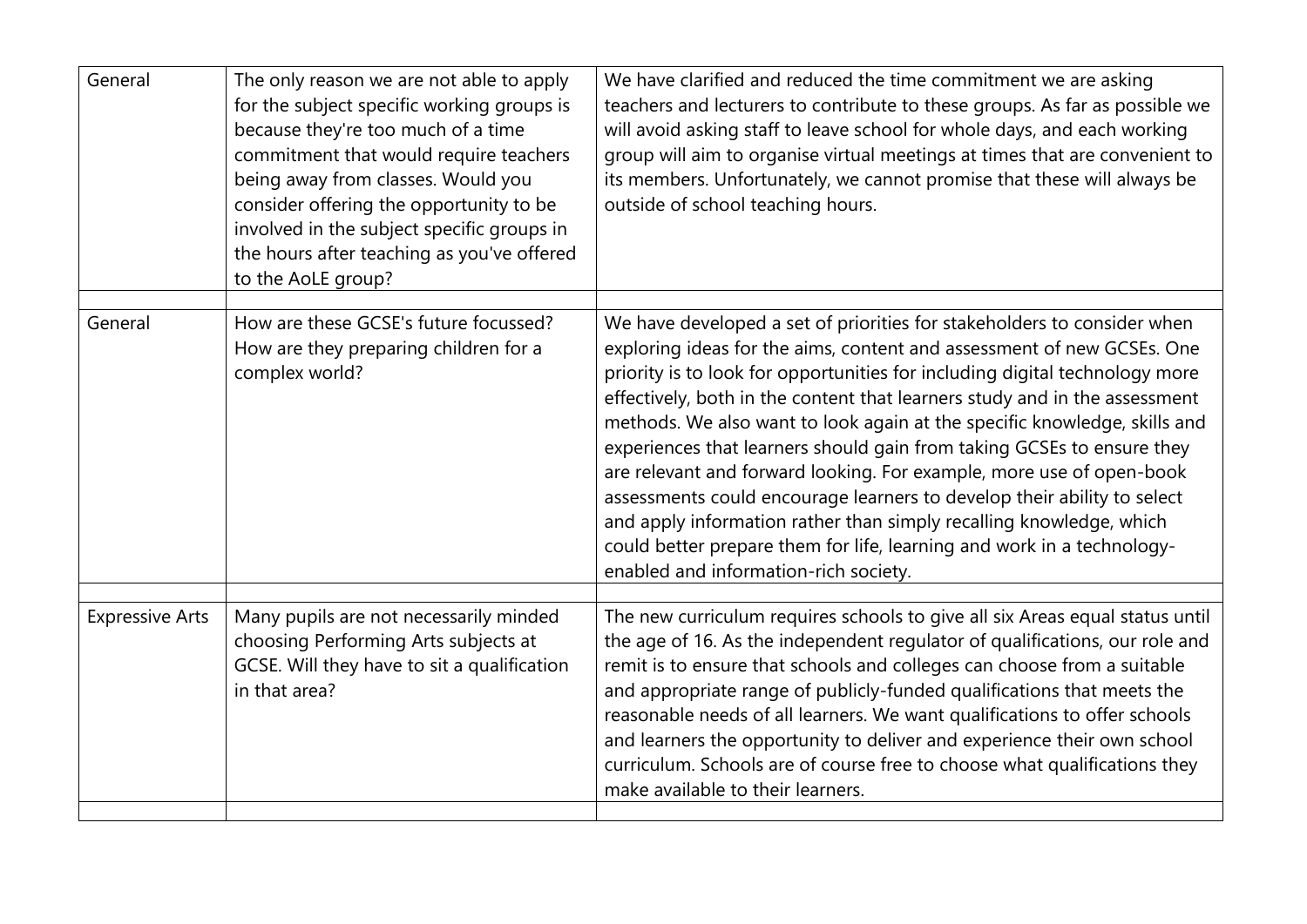| | | |
|---|---|---|
| General | The only reason we are not able to apply for the subject specific working groups is because they're too much of a time commitment that would require teachers being away from classes. Would you consider offering the opportunity to be involved in the subject specific groups in the hours after teaching as you've offered to the AoLE group? | We have clarified and reduced the time commitment we are asking teachers and lecturers to contribute to these groups. As far as possible we will avoid asking staff to leave school for whole days, and each working group will aim to organise virtual meetings at times that are convenient to its members. Unfortunately, we cannot promise that these will always be outside of school teaching hours. |
| | | |
| General | How are these GCSE's future focussed? How are they preparing children for a complex world? | We have developed a set of priorities for stakeholders to consider when exploring ideas for the aims, content and assessment of new GCSEs. One priority is to look for opportunities for including digital technology more effectively, both in the content that learners study and in the assessment methods. We also want to look again at the specific knowledge, skills and experiences that learners should gain from taking GCSEs to ensure they are relevant and forward looking. For example, more use of open-book assessments could encourage learners to develop their ability to select and apply information rather than simply recalling knowledge, which could better prepare them for life, learning and work in a technology-enabled and information-rich society. |
| | | |
| Expressive Arts | Many pupils are not necessarily minded choosing Performing Arts subjects at GCSE. Will they have to sit a qualification in that area? | The new curriculum requires schools to give all six Areas equal status until the age of 16. As the independent regulator of qualifications, our role and remit is to ensure that schools and colleges can choose from a suitable and appropriate range of publicly-funded qualifications that meets the reasonable needs of all learners. We want qualifications to offer schools and learners the opportunity to deliver and experience their own school curriculum. Schools are of course free to choose what qualifications they make available to their learners. |
| | | |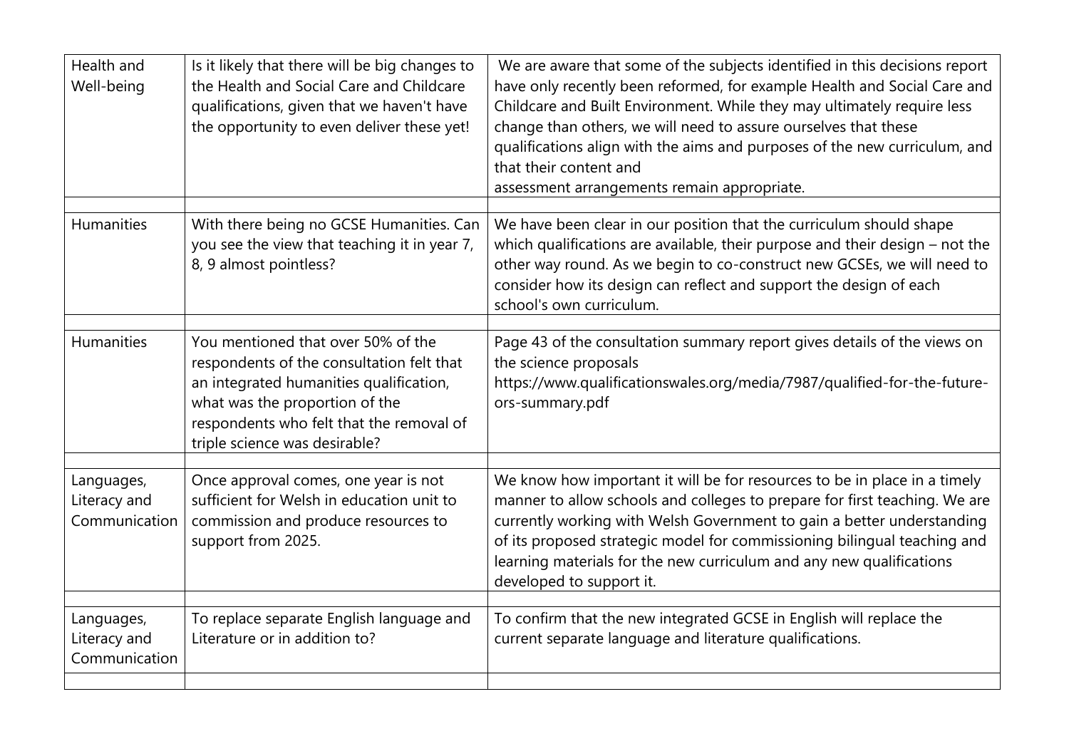| Health and Well-being | Is it likely that there will be big changes to the Health and Social Care and Childcare qualifications, given that we haven't have the opportunity to even deliver these yet! | We are aware that some of the subjects identified in this decisions report have only recently been reformed, for example Health and Social Care and Childcare and Built Environment. While they may ultimately require less change than others, we will need to assure ourselves that these qualifications align with the aims and purposes of the new curriculum, and that their content and assessment arrangements remain appropriate. |
|---|---|---|
| | | |
| Humanities | With there being no GCSE Humanities. Can you see the view that teaching it in year 7, 8, 9 almost pointless? | We have been clear in our position that the curriculum should shape which qualifications are available, their purpose and their design – not the other way round. As we begin to co-construct new GCSEs, we will need to consider how its design can reflect and support the design of each school's own curriculum. |
| | | |
| Humanities | You mentioned that over 50% of the respondents of the consultation felt that an integrated humanities qualification, what was the proportion of the respondents who felt that the removal of triple science was desirable? | Page 43 of the consultation summary report gives details of the views on the science proposals https://www.qualificationswales.org/media/7987/qualified-for-the-future-ors-summary.pdf |
| | | |
| Languages, Literacy and Communication | Once approval comes, one year is not sufficient for Welsh in education unit to commission and produce resources to support from 2025. | We know how important it will be for resources to be in place in a timely manner to allow schools and colleges to prepare for first teaching. We are currently working with Welsh Government to gain a better understanding of its proposed strategic model for commissioning bilingual teaching and learning materials for the new curriculum and any new qualifications developed to support it. |
| | | |
| Languages, Literacy and Communication | To replace separate English language and Literature or in addition to? | To confirm that the new integrated GCSE in English will replace the current separate language and literature qualifications. |
| | | |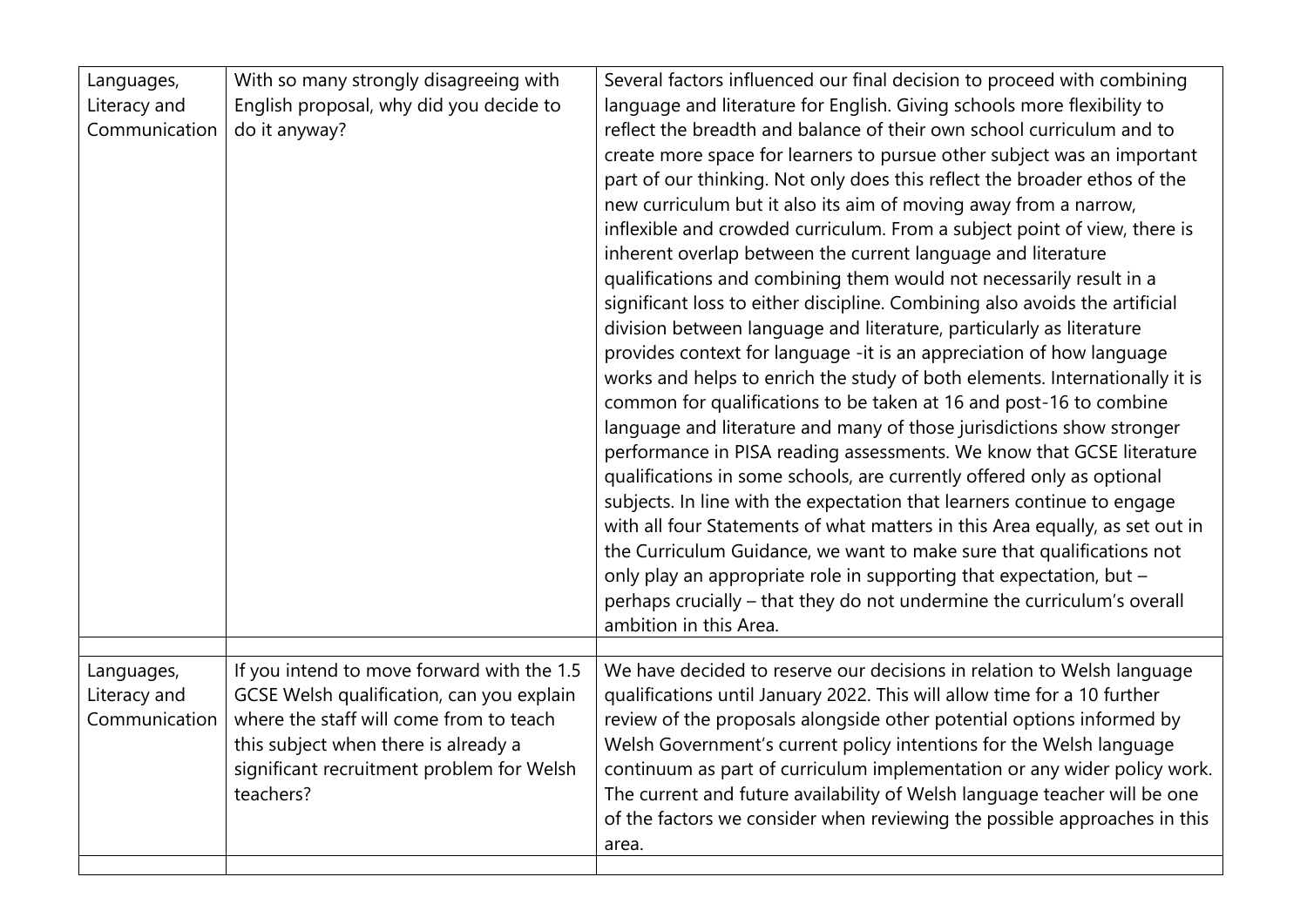| | | |
|---|---|---|
| Languages, Literacy and Communication | With so many strongly disagreeing with English proposal, why did you decide to do it anyway? | Several factors influenced our final decision to proceed with combining language and literature for English. Giving schools more flexibility to reflect the breadth and balance of their own school curriculum and to create more space for learners to pursue other subject was an important part of our thinking. Not only does this reflect the broader ethos of the new curriculum but it also its aim of moving away from a narrow, inflexible and crowded curriculum. From a subject point of view, there is inherent overlap between the current language and literature qualifications and combining them would not necessarily result in a significant loss to either discipline. Combining also avoids the artificial division between language and literature, particularly as literature provides context for language -it is an appreciation of how language works and helps to enrich the study of both elements. Internationally it is common for qualifications to be taken at 16 and post-16 to combine language and literature and many of those jurisdictions show stronger performance in PISA reading assessments. We know that GCSE literature qualifications in some schools, are currently offered only as optional subjects. In line with the expectation that learners continue to engage with all four Statements of what matters in this Area equally, as set out in the Curriculum Guidance, we want to make sure that qualifications not only play an appropriate role in supporting that expectation, but – perhaps crucially – that they do not undermine the curriculum's overall ambition in this Area. |
| | | |
| Languages, Literacy and Communication | If you intend to move forward with the 1.5 GCSE Welsh qualification, can you explain where the staff will come from to teach this subject when there is already a significant recruitment problem for Welsh teachers? | We have decided to reserve our decisions in relation to Welsh language qualifications until January 2022. This will allow time for a 10 further review of the proposals alongside other potential options informed by Welsh Government's current policy intentions for the Welsh language continuum as part of curriculum implementation or any wider policy work. The current and future availability of Welsh language teacher will be one of the factors we consider when reviewing the possible approaches in this area. |
| | | |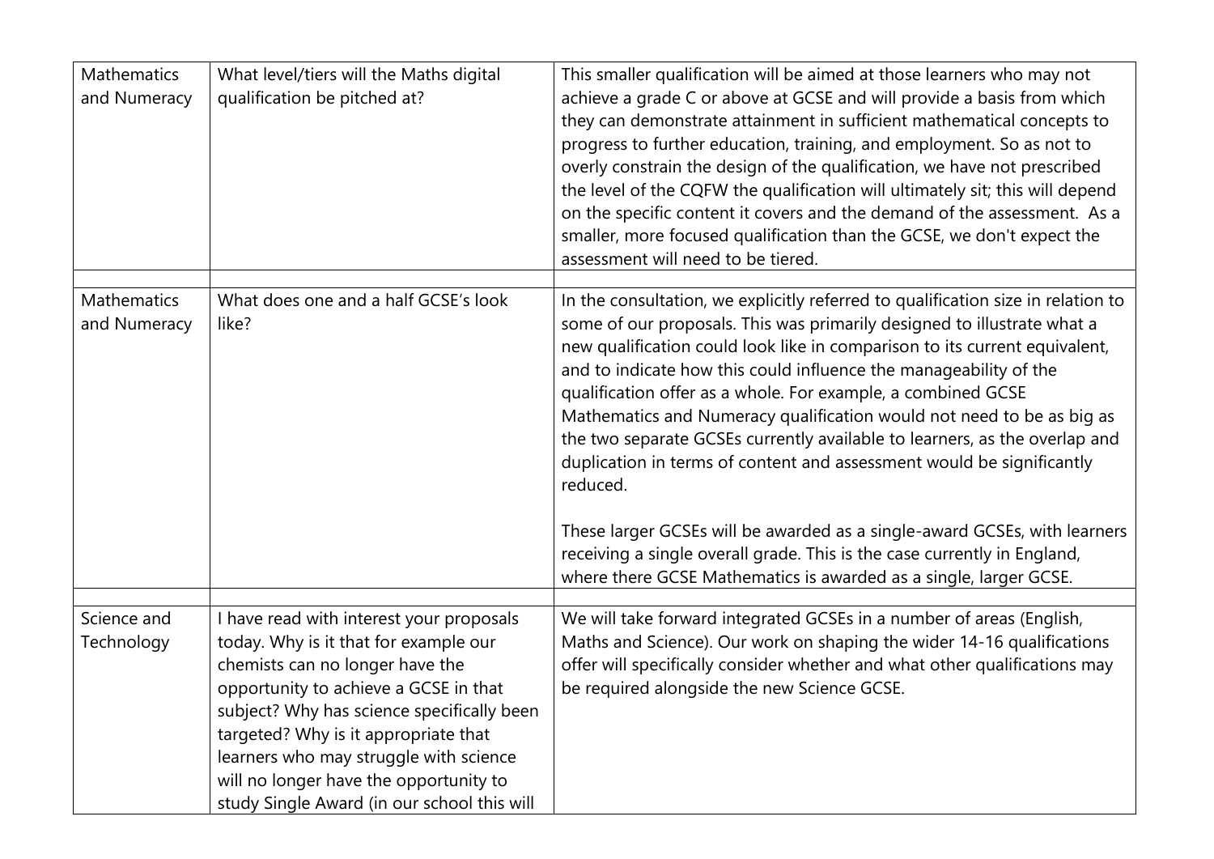| | | |
|---|---|---|
| Mathematics and Numeracy | What level/tiers will the Maths digital qualification be pitched at? | This smaller qualification will be aimed at those learners who may not achieve a grade C or above at GCSE and will provide a basis from which they can demonstrate attainment in sufficient mathematical concepts to progress to further education, training, and employment. So as not to overly constrain the design of the qualification, we have not prescribed the level of the CQFW the qualification will ultimately sit; this will depend on the specific content it covers and the demand of the assessment. As a smaller, more focused qualification than the GCSE, we don't expect the assessment will need to be tiered. |
| | | |
| Mathematics and Numeracy | What does one and a half GCSE's look like? | In the consultation, we explicitly referred to qualification size in relation to some of our proposals. This was primarily designed to illustrate what a new qualification could look like in comparison to its current equivalent, and to indicate how this could influence the manageability of the qualification offer as a whole. For example, a combined GCSE Mathematics and Numeracy qualification would not need to be as big as the two separate GCSEs currently available to learners, as the overlap and duplication in terms of content and assessment would be significantly reduced.<br><br>These larger GCSEs will be awarded as a single-award GCSEs, with learners receiving a single overall grade. This is the case currently in England, where there GCSE Mathematics is awarded as a single, larger GCSE. |
| | | |
| Science and Technology | I have read with interest your proposals today. Why is it that for example our chemists can no longer have the opportunity to achieve a GCSE in that subject? Why has science specifically been targeted? Why is it appropriate that learners who may struggle with science will no longer have the opportunity to study Single Award (in our school this will | We will take forward integrated GCSEs in a number of areas (English, Maths and Science). Our work on shaping the wider 14-16 qualifications offer will specifically consider whether and what other qualifications may be required alongside the new Science GCSE. |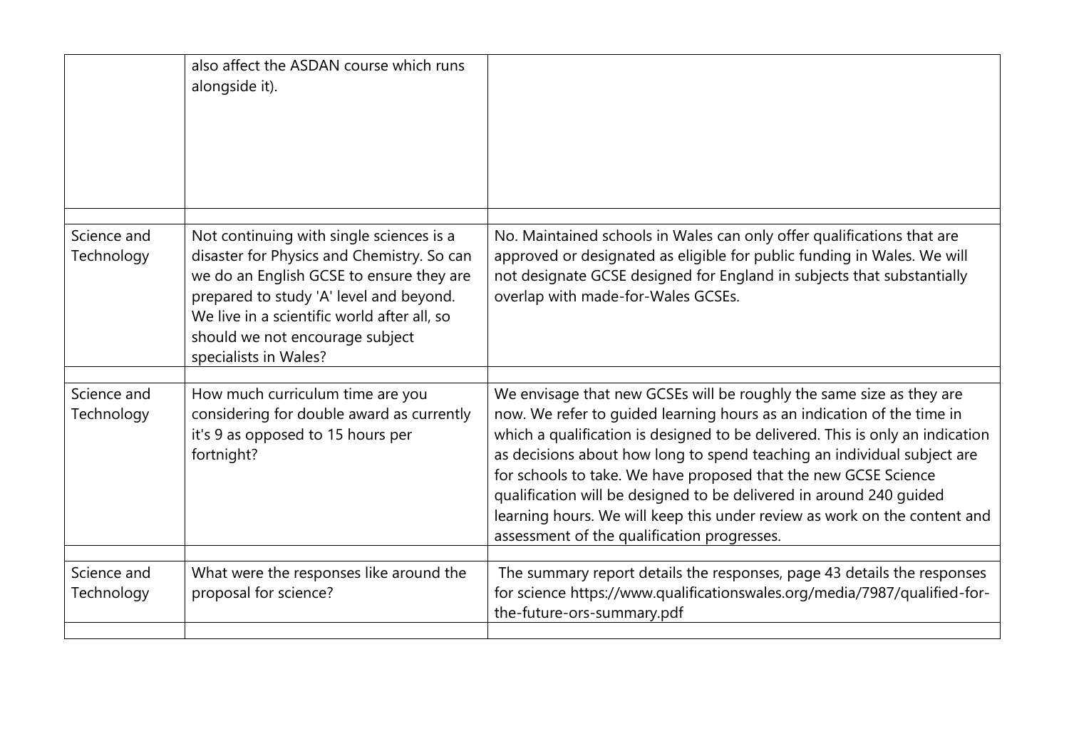| | | |
|---|---|---|
| | also affect the ASDAN course which runs alongside it). | |
| | | |
| Science and Technology | Not continuing with single sciences is a disaster for Physics and Chemistry. So can we do an English GCSE to ensure they are prepared to study 'A' level and beyond. We live in a scientific world after all, so should we not encourage subject specialists in Wales? | No. Maintained schools in Wales can only offer qualifications that are approved or designated as eligible for public funding in Wales. We will not designate GCSE designed for England in subjects that substantially overlap with made-for-Wales GCSEs. |
| | | |
| Science and Technology | How much curriculum time are you considering for double award as currently it's 9 as opposed to 15 hours per fortnight? | We envisage that new GCSEs will be roughly the same size as they are now. We refer to guided learning hours as an indication of the time in which a qualification is designed to be delivered. This is only an indication as decisions about how long to spend teaching an individual subject are for schools to take. We have proposed that the new GCSE Science qualification will be designed to be delivered in around 240 guided learning hours. We will keep this under review as work on the content and assessment of the qualification progresses. |
| | | |
| Science and Technology | What were the responses like around the proposal for science? | The summary report details the responses, page 43 details the responses for science https://www.qualificationswales.org/media/7987/qualified-for-the-future-ors-summary.pdf |
| | | |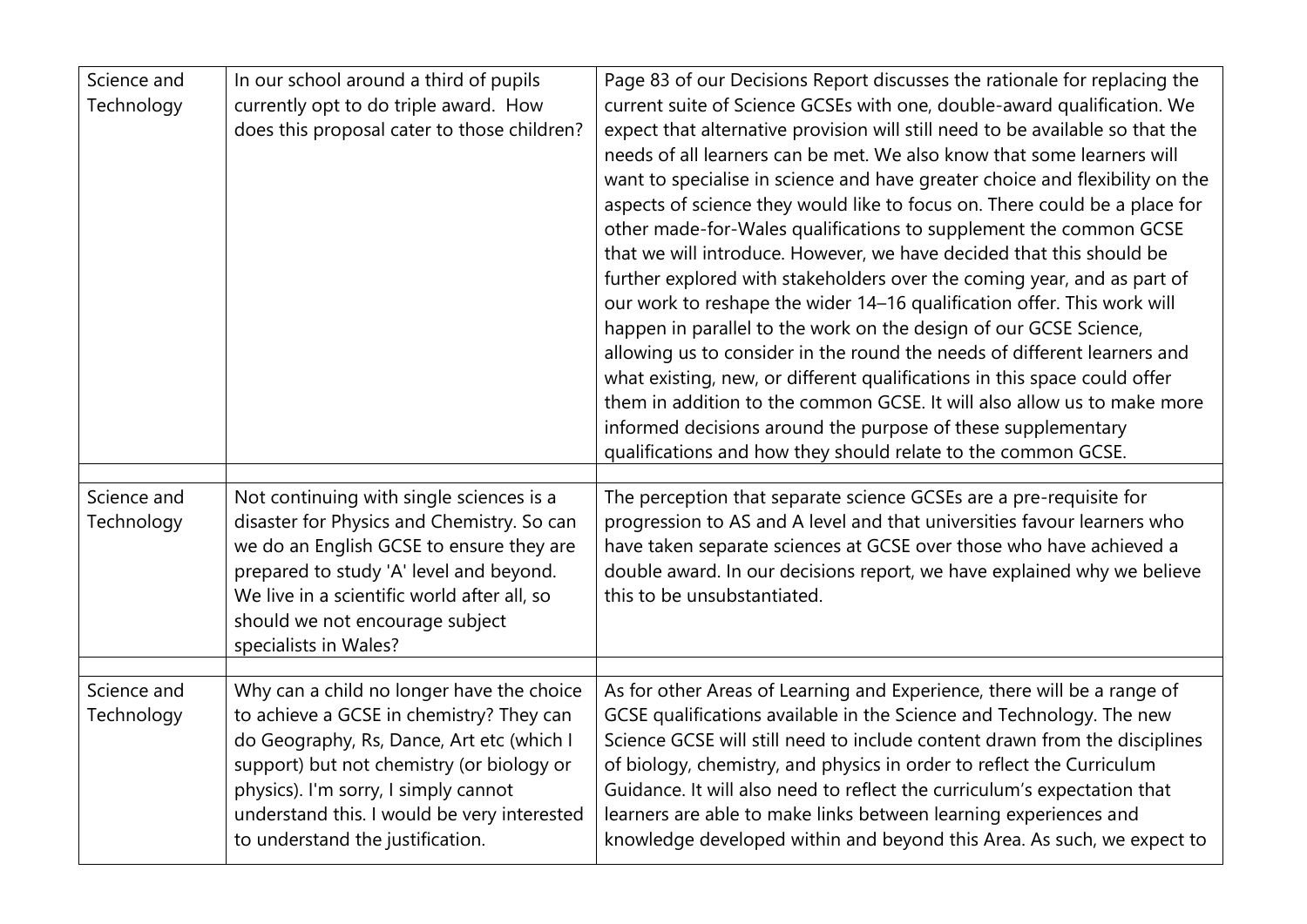| | | |
|---|---|---|
| Science and Technology | In our school around a third of pupils currently opt to do triple award. How does this proposal cater to those children? | Page 83 of our Decisions Report discusses the rationale for replacing the current suite of Science GCSEs with one, double-award qualification. We expect that alternative provision will still need to be available so that the needs of all learners can be met. We also know that some learners will want to specialise in science and have greater choice and flexibility on the aspects of science they would like to focus on. There could be a place for other made-for-Wales qualifications to supplement the common GCSE that we will introduce. However, we have decided that this should be further explored with stakeholders over the coming year, and as part of our work to reshape the wider 14–16 qualification offer. This work will happen in parallel to the work on the design of our GCSE Science, allowing us to consider in the round the needs of different learners and what existing, new, or different qualifications in this space could offer them in addition to the common GCSE. It will also allow us to make more informed decisions around the purpose of these supplementary qualifications and how they should relate to the common GCSE. |
| | | |
| Science and Technology | Not continuing with single sciences is a disaster for Physics and Chemistry. So can we do an English GCSE to ensure they are prepared to study 'A' level and beyond. We live in a scientific world after all, so should we not encourage subject specialists in Wales? | The perception that separate science GCSEs are a pre-requisite for progression to AS and A level and that universities favour learners who have taken separate sciences at GCSE over those who have achieved a double award. In our decisions report, we have explained why we believe this to be unsubstantiated. |
| | | |
| Science and Technology | Why can a child no longer have the choice to achieve a GCSE in chemistry? They can do Geography, Rs, Dance, Art etc (which I support) but not chemistry (or biology or physics). I'm sorry, I simply cannot understand this. I would be very interested to understand the justification. | As for other Areas of Learning and Experience, there will be a range of GCSE qualifications available in the Science and Technology. The new Science GCSE will still need to include content drawn from the disciplines of biology, chemistry, and physics in order to reflect the Curriculum Guidance. It will also need to reflect the curriculum's expectation that learners are able to make links between learning experiences and knowledge developed within and beyond this Area. As such, we expect to |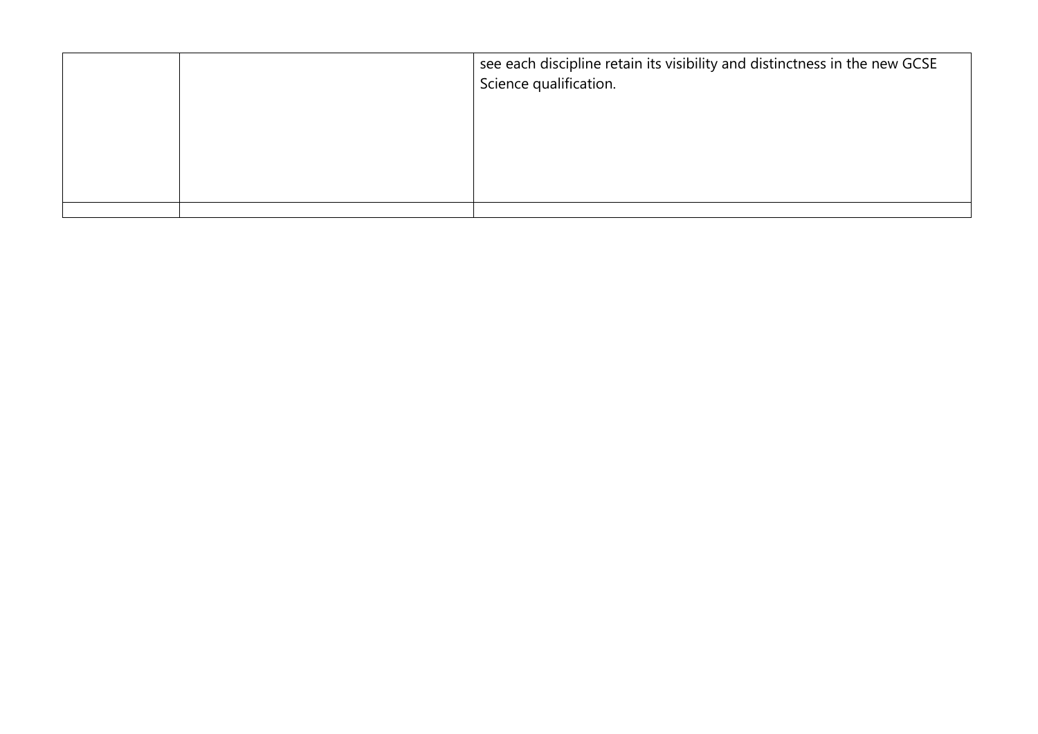| | | |
|---|---|---|
| | | see each discipline retain its visibility and distinctness in the new GCSE Science qualification. |
| | | |